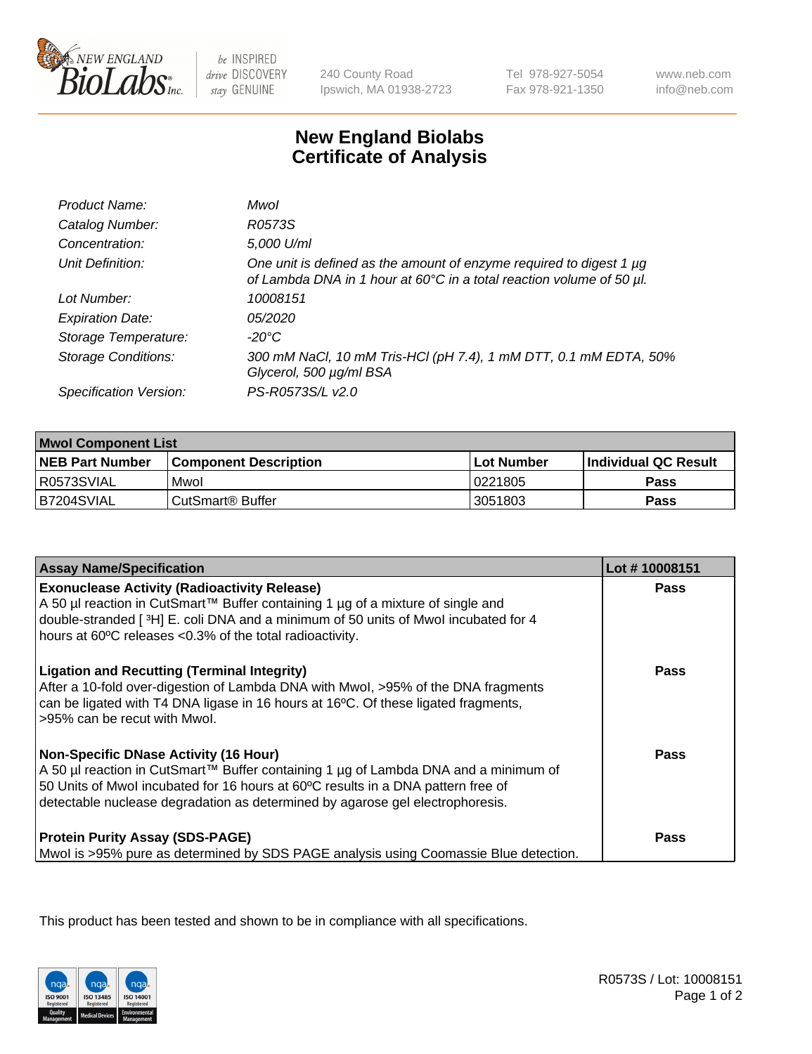New England BioLabs Inc. — be INSPIRED drive DISCOVERY stay GENUINE

240 County Road
Ipswich, MA 01938-2723

Tel 978-927-5054
Fax 978-921-1350

www.neb.com
info@neb.com

# New England Biolabs Certificate of Analysis

| | |
|---|---|
| *Product Name:* | *MwoI* |
| *Catalog Number:* | *R0573S* |
| *Concentration:* | *5,000 U/ml* |
| *Unit Definition:* | *One unit is defined as the amount of enzyme required to digest 1 µg of Lambda DNA in 1 hour at 60°C in a total reaction volume of 50 µl.* |
| *Lot Number:* | *10008151* |
| *Expiration Date:* | *05/2020* |
| *Storage Temperature:* | *-20°C* |
| *Storage Conditions:* | *300 mM NaCl, 10 mM Tris-HCl (pH 7.4), 1 mM DTT, 0.1 mM EDTA, 50% Glycerol, 500 µg/ml BSA* |
| *Specification Version:* | *PS-R0573S/L v2.0* |

| MwoI Component List | | | |
|---|---|---|---|
| **NEB Part Number** | **Component Description** | **Lot Number** | **Individual QC Result** |
| R0573SVIAL | MwoI | 0221805 | **Pass** |
| B7204SVIAL | CutSmart® Buffer | 3051803 | **Pass** |

| Assay Name/Specification | Lot # 10008151 |
|---|---|
| **Exonuclease Activity (Radioactivity Release)**<br>A 50 µl reaction in CutSmart™ Buffer containing 1 µg of a mixture of single and double-stranded [ $^3$H] E. coli DNA and a minimum of 50 units of MwoI incubated for 4 hours at 60ºC releases <0.3% of the total radioactivity. | **Pass** |
| **Ligation and Recutting (Terminal Integrity)**<br>After a 10-fold over-digestion of Lambda DNA with MwoI, >95% of the DNA fragments can be ligated with T4 DNA ligase in 16 hours at 16ºC. Of these ligated fragments, >95% can be recut with MwoI. | **Pass** |
| **Non-Specific DNase Activity (16 Hour)**<br>A 50 µl reaction in CutSmart™ Buffer containing 1 µg of Lambda DNA and a minimum of 50 Units of MwoI incubated for 16 hours at 60ºC results in a DNA pattern free of detectable nuclease degradation as determined by agarose gel electrophoresis. | **Pass** |
| **Protein Purity Assay (SDS-PAGE)**<br>MwoI is >95% pure as determined by SDS PAGE analysis using Coomassie Blue detection. | **Pass** |

This product has been tested and shown to be in compliance with all specifications.

R0573S / Lot: 10008151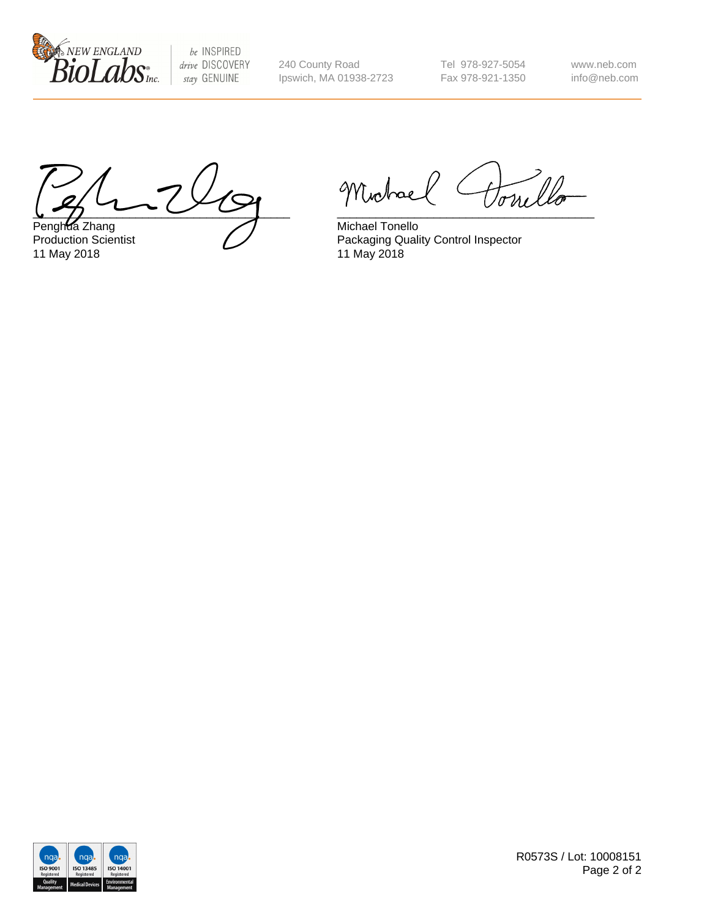NEW ENGLAND BioLabs Inc. — be INSPIRED drive DISCOVERY stay GENUINE

240 County Road
Ipswich, MA 01938-2723

Tel 978-927-5054
Fax 978-921-1350

www.neb.com
info@neb.com

______________________________
Penghua Zhang
Production Scientist
11 May 2018

______________________________
Michael Tonello
Packaging Quality Control Inspector
11 May 2018

nqa ISO 9001 Registered Quality Management | nqa ISO 13485 Registered Medical Devices | nqa ISO 14001 Registered Environmental Management

R0573S / Lot: 10008151